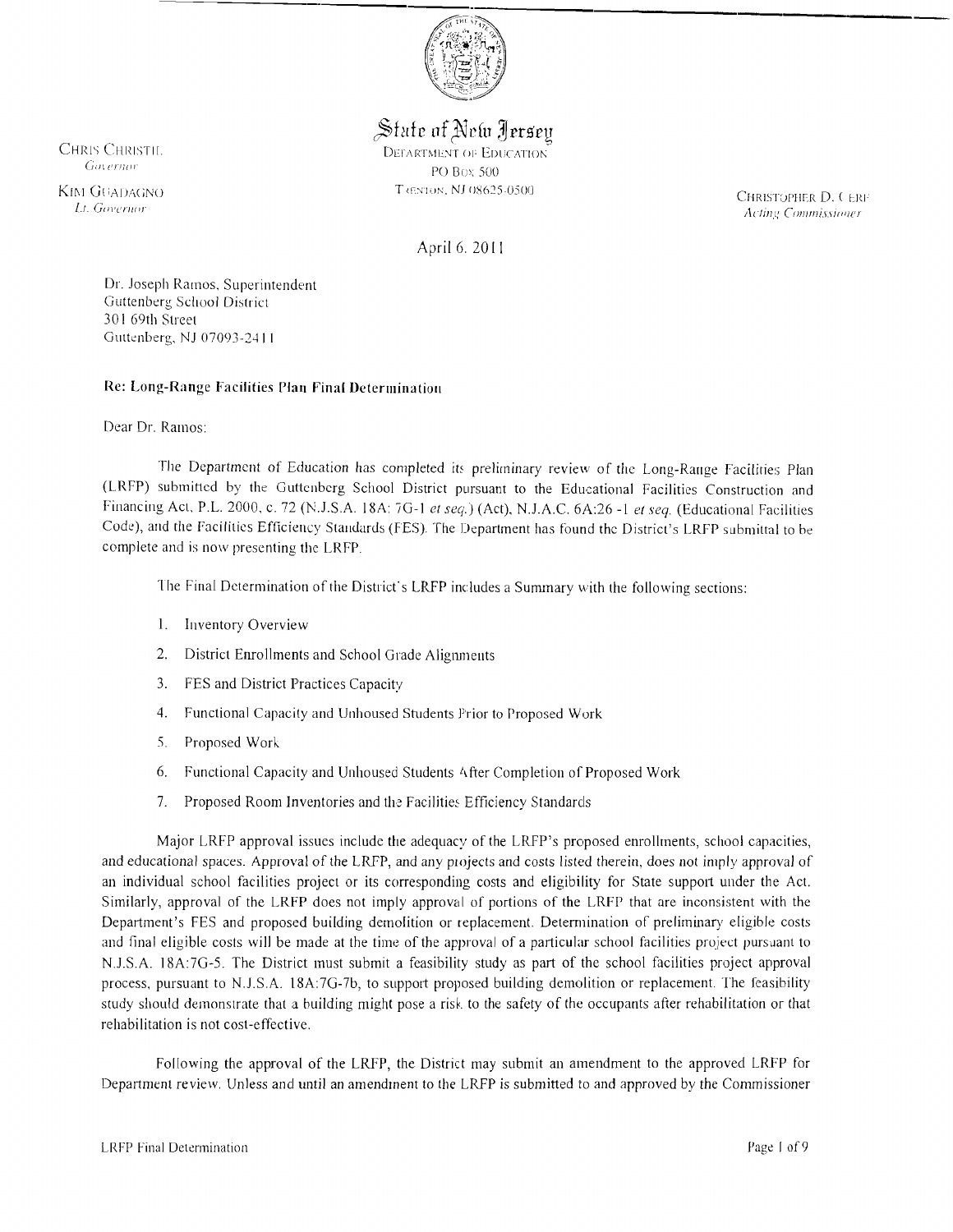State of New Jersey

DEPARTMENT OF EDUCATION
PO BOX 500
TRENTON, NJ 08625-0500

CHRIS CHRISTIE
*Governor*

KIM GUADAGNO
*Lt. Governor*

CHRISTOPHER D. CERF
*Acting Commissioner*

April 6, 2011

Dr. Joseph Ramos, Superintendent
Guttenberg School District
301 69th Street
Guttenberg, NJ 07093-2411

**Re: Long-Range Facilities Plan Final Determination**

Dear Dr. Ramos:

The Department of Education has completed its preliminary review of the Long-Range Facilities Plan (LRFP) submitted by the Guttenberg School District pursuant to the Educational Facilities Construction and Financing Act, P.L. 2000, c. 72 (N.J.S.A. 18A: 7G-1 *et seq.*) (Act), N.J.A.C. 6A:26 -1 *et seq.* (Educational Facilities Code), and the Facilities Efficiency Standards (FES). The Department has found the District's LRFP submittal to be complete and is now presenting the LRFP.

The Final Determination of the District's LRFP includes a Summary with the following sections:

1. Inventory Overview
2. District Enrollments and School Grade Alignments
3. FES and District Practices Capacity
4. Functional Capacity and Unhoused Students Prior to Proposed Work
5. Proposed Work
6. Functional Capacity and Unhoused Students After Completion of Proposed Work
7. Proposed Room Inventories and the Facilities Efficiency Standards

Major LRFP approval issues include the adequacy of the LRFP's proposed enrollments, school capacities, and educational spaces. Approval of the LRFP, and any projects and costs listed therein, does not imply approval of an individual school facilities project or its corresponding costs and eligibility for State support under the Act. Similarly, approval of the LRFP does not imply approval of portions of the LRFP that are inconsistent with the Department's FES and proposed building demolition or replacement. Determination of preliminary eligible costs and final eligible costs will be made at the time of the approval of a particular school facilities project pursuant to N.J.S.A. 18A:7G-5. The District must submit a feasibility study as part of the school facilities project approval process, pursuant to N.J.S.A. 18A:7G-7b, to support proposed building demolition or replacement. The feasibility study should demonstrate that a building might pose a risk to the safety of the occupants after rehabilitation or that rehabilitation is not cost-effective.

Following the approval of the LRFP, the District may submit an amendment to the approved LRFP for Department review. Unless and until an amendment to the LRFP is submitted to and approved by the Commissioner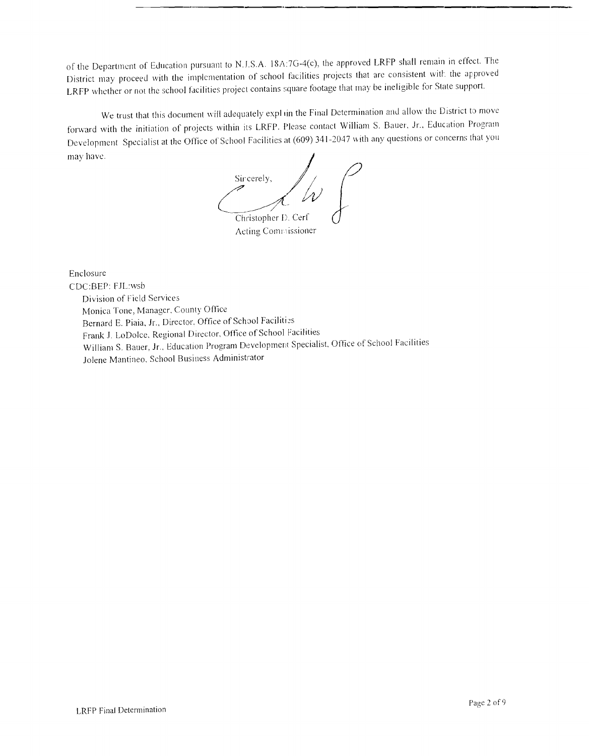of the Department of Education pursuant to N.J.S.A. 18A:7G-4(c), the approved LRFP shall remain in effect. The District may proceed with the implementation of school facilities projects that are consistent with the approved LRFP whether or not the school facilities project contains square footage that may be ineligible for State support.

We trust that this document will adequately explain the Final Determination and allow the District to move forward with the initiation of projects within its LRFP. Please contact William S. Bauer, Jr., Education Program Development Specialist at the Office of School Facilities at (609) 341-2047 with any questions or concerns that you may have.

Sincerely,

Christopher D. Cerf
Acting Commissioner

Enclosure

CDC:BEP: FJL:wsb

Division of Field Services
Monica Tone, Manager, County Office
Bernard E. Piaia, Jr., Director, Office of School Facilities
Frank J. LoDolce, Regional Director, Office of School Facilities
William S. Bauer, Jr., Education Program Development Specialist, Office of School Facilities
Jolene Mantineo, School Business Administrator

LRFP Final Determination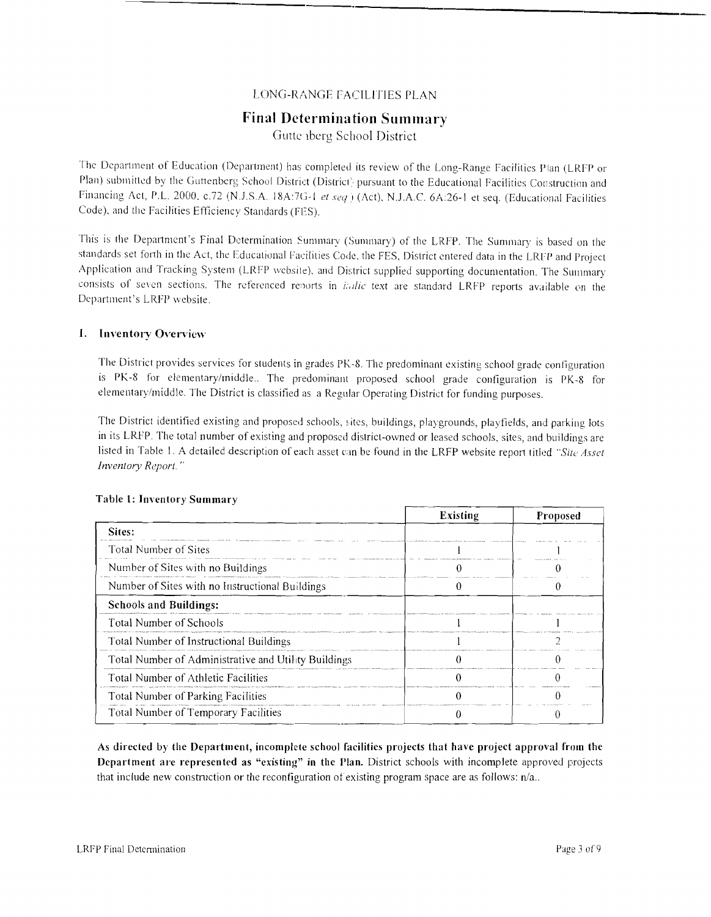LONG-RANGE FACILITIES PLAN

# Final Determination Summary

Guttenberg School District

The Department of Education (Department) has completed its review of the Long-Range Facilities Plan (LRFP or Plan) submitted by the Guttenberg School District (District) pursuant to the Educational Facilities Construction and Financing Act, P.L. 2000, c.72 (N.J.S.A. 18A:7G-1 *et seq.*) (Act), N.J.A.C. 6A:26-1 et seq. (Educational Facilities Code), and the Facilities Efficiency Standards (FES).

This is the Department's Final Determination Summary (Summary) of the LRFP. The Summary is based on the standards set forth in the Act, the Educational Facilities Code, the FES, District entered data in the LRFP and Project Application and Tracking System (LRFP website), and District supplied supporting documentation. The Summary consists of seven sections. The referenced reports in *italic* text are standard LRFP reports available on the Department's LRFP website.

## 1. Inventory Overview

The District provides services for students in grades PK-8. The predominant existing school grade configuration is PK-8 for elementary/middle.. The predominant proposed school grade configuration is PK-8 for elementary/middle. The District is classified as a Regular Operating District for funding purposes.

The District identified existing and proposed schools, sites, buildings, playgrounds, playfields, and parking lots in its LRFP. The total number of existing and proposed district-owned or leased schools, sites, and buildings are listed in Table 1. A detailed description of each asset can be found in the LRFP website report titled *"Site Asset Inventory Report."*

**Table 1: Inventory Summary**

| | Existing | Proposed |
|---|---|---|
| **Sites:** | | |
| Total Number of Sites | 1 | 1 |
| Number of Sites with no Buildings | 0 | 0 |
| Number of Sites with no Instructional Buildings | 0 | 0 |
| **Schools and Buildings:** | | |
| Total Number of Schools | 1 | 1 |
| Total Number of Instructional Buildings | 1 | 2 |
| Total Number of Administrative and Utility Buildings | 0 | 0 |
| Total Number of Athletic Facilities | 0 | 0 |
| Total Number of Parking Facilities | 0 | 0 |
| Total Number of Temporary Facilities | 0 | 0 |

**As directed by the Department, incomplete school facilities projects that have project approval from the Department are represented as "existing" in the Plan.** District schools with incomplete approved projects that include new construction or the reconfiguration of existing program space are as follows: n/a..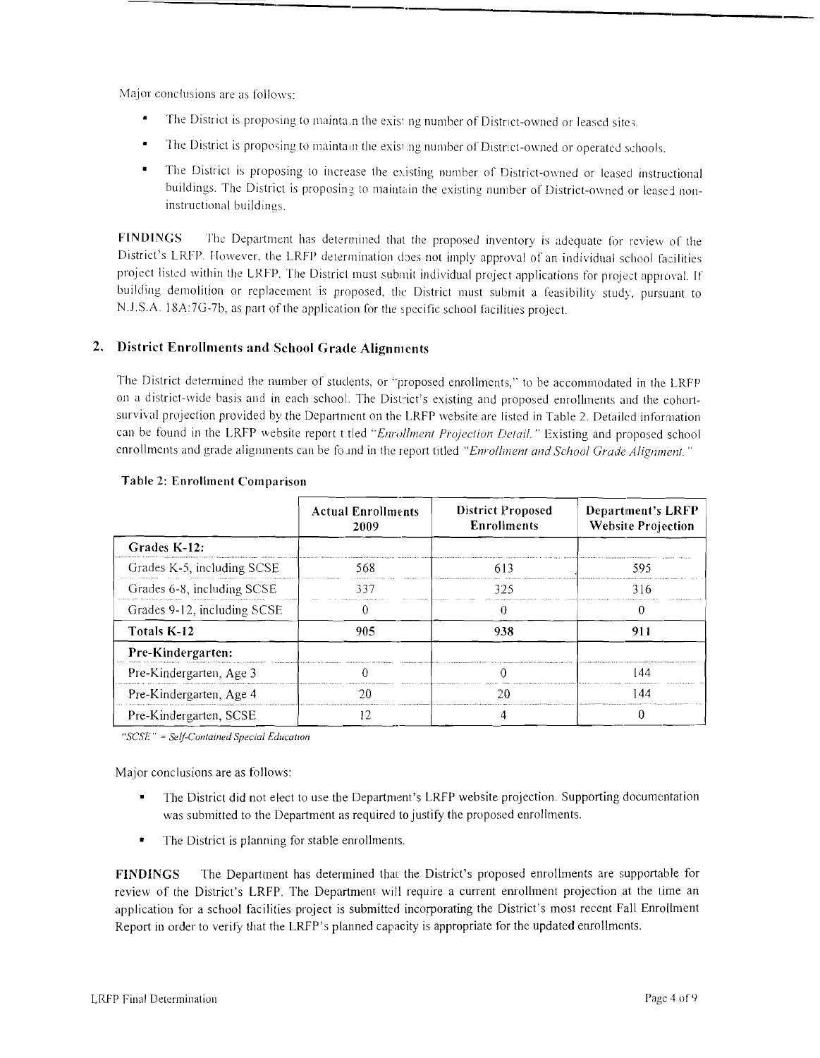Major conclusions are as follows:

- The District is proposing to maintain the existing number of District-owned or leased sites.
- The District is proposing to maintain the existing number of District-owned or operated schools.
- The District is proposing to increase the existing number of District-owned or leased instructional buildings. The District is proposing to maintain the existing number of District-owned or leased non-instructional buildings.

**FINDINGS** The Department has determined that the proposed inventory is adequate for review of the District's LRFP. However, the LRFP determination does not imply approval of an individual school facilities project listed within the LRFP. The District must submit individual project applications for project approval. If building demolition or replacement is proposed, the District must submit a feasibility study, pursuant to N.J.S.A. 18A:7G-7b, as part of the application for the specific school facilities project.

## 2. District Enrollments and School Grade Alignments

The District determined the number of students, or "proposed enrollments," to be accommodated in the LRFP on a district-wide basis and in each school. The District's existing and proposed enrollments and the cohort-survival projection provided by the Department on the LRFP website are listed in Table 2. Detailed information can be found in the LRFP website report titled *"Enrollment Projection Detail."* Existing and proposed school enrollments and grade alignments can be found in the report titled *"Enrollment and School Grade Alignment."*

**Table 2: Enrollment Comparison**

| | Actual Enrollments 2009 | District Proposed Enrollments | Department's LRFP Website Projection |
|---|---|---|---|
| **Grades K-12:** | | | |
| Grades K-5, including SCSE | 568 | 613 | 595 |
| Grades 6-8, including SCSE | 337 | 325 | 316 |
| Grades 9-12, including SCSE | 0 | 0 | 0 |
| **Totals K-12** | **905** | **938** | **911** |
| **Pre-Kindergarten:** | | | |
| Pre-Kindergarten, Age 3 | 0 | 0 | 144 |
| Pre-Kindergarten, Age 4 | 20 | 20 | 144 |
| Pre-Kindergarten, SCSE | 12 | 4 | 0 |

*"SCSE" = Self-Contained Special Education*

Major conclusions are as follows:

- The District did not elect to use the Department's LRFP website projection. Supporting documentation was submitted to the Department as required to justify the proposed enrollments.
- The District is planning for stable enrollments.

**FINDINGS** The Department has determined that the District's proposed enrollments are supportable for review of the District's LRFP. The Department will require a current enrollment projection at the time an application for a school facilities project is submitted incorporating the District's most recent Fall Enrollment Report in order to verify that the LRFP's planned capacity is appropriate for the updated enrollments.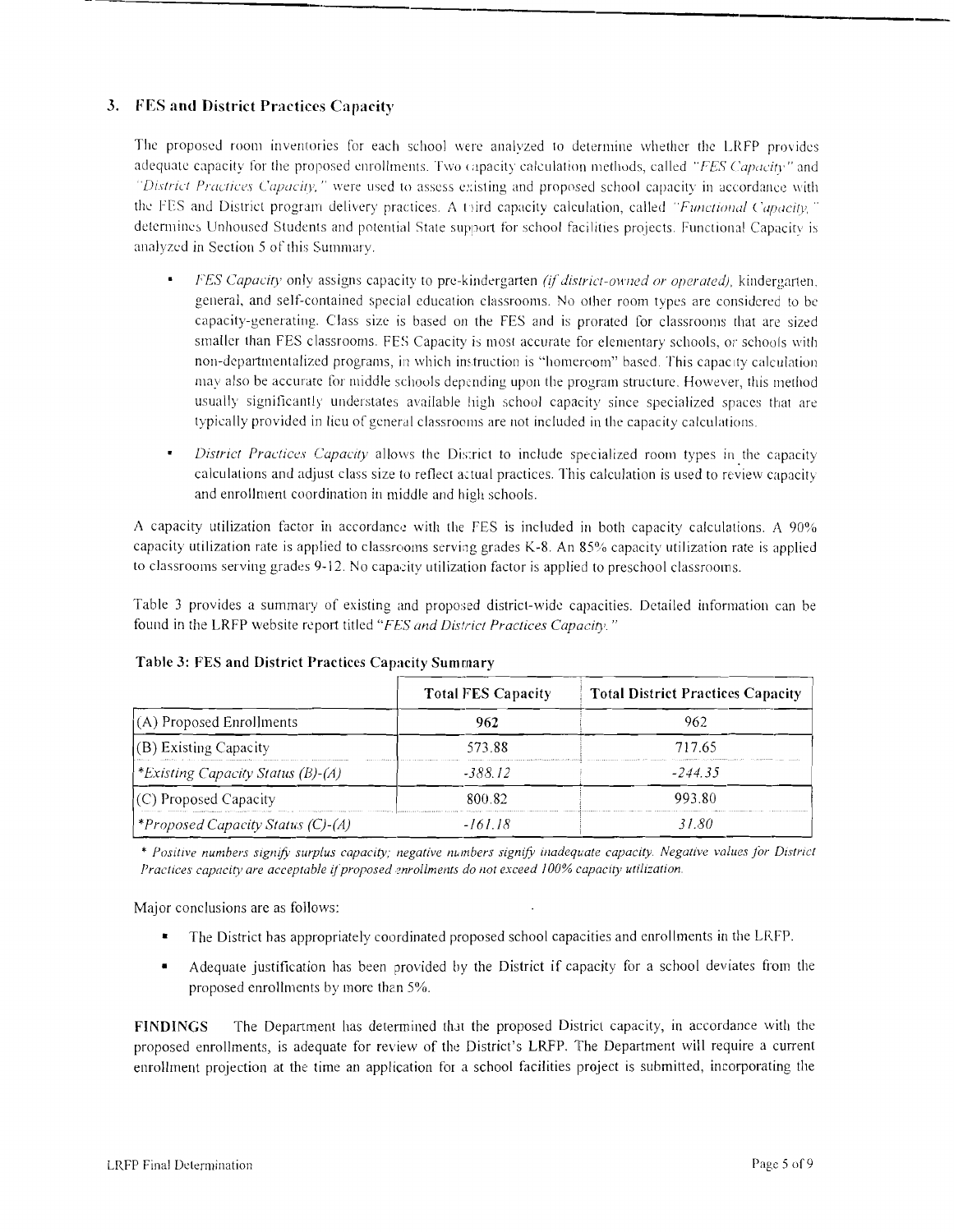## 3. FES and District Practices Capacity

The proposed room inventories for each school were analyzed to determine whether the LRFP provides adequate capacity for the proposed enrollments. Two capacity calculation methods, called *"FES Capacity"* and *"District Practices Capacity,"* were used to assess existing and proposed school capacity in accordance with the FES and District program delivery practices. A third capacity calculation, called *"Functional Capacity,"* determines Unhoused Students and potential State support for school facilities projects. Functional Capacity is analyzed in Section 5 of this Summary.

- *FES Capacity* only assigns capacity to pre-kindergarten *(if district-owned or operated)*, kindergarten, general, and self-contained special education classrooms. No other room types are considered to be capacity-generating. Class size is based on the FES and is prorated for classrooms that are sized smaller than FES classrooms. FES Capacity is most accurate for elementary schools, or schools with non-departmentalized programs, in which instruction is "homeroom" based. This capacity calculation may also be accurate for middle schools depending upon the program structure. However, this method usually significantly understates available high school capacity since specialized spaces that are typically provided in lieu of general classrooms are not included in the capacity calculations.
- *District Practices Capacity* allows the District to include specialized room types in the capacity calculations and adjust class size to reflect actual practices. This calculation is used to review capacity and enrollment coordination in middle and high schools.

A capacity utilization factor in accordance with the FES is included in both capacity calculations. A 90% capacity utilization rate is applied to classrooms serving grades K-8. An 85% capacity utilization rate is applied to classrooms serving grades 9-12. No capacity utilization factor is applied to preschool classrooms.

Table 3 provides a summary of existing and proposed district-wide capacities. Detailed information can be found in the LRFP website report titled *"FES and District Practices Capacity."*

**Table 3: FES and District Practices Capacity Summary**

| | Total FES Capacity | Total District Practices Capacity |
|---|---|---|
| (A) Proposed Enrollments | 962 | 962 |
| (B) Existing Capacity | 573.88 | 717.65 |
| *\*Existing Capacity Status (B)-(A)* | *-388.12* | *-244.35* |
| (C) Proposed Capacity | 800.82 | 993.80 |
| *\*Proposed Capacity Status (C)-(A)* | *-161.18* | *31.80* |

*\* Positive numbers signify surplus capacity; negative numbers signify inadequate capacity. Negative values for District Practices capacity are acceptable if proposed enrollments do not exceed 100% capacity utilization.*

Major conclusions are as follows:

- The District has appropriately coordinated proposed school capacities and enrollments in the LRFP.
- Adequate justification has been provided by the District if capacity for a school deviates from the proposed enrollments by more than 5%.

**FINDINGS** The Department has determined that the proposed District capacity, in accordance with the proposed enrollments, is adequate for review of the District's LRFP. The Department will require a current enrollment projection at the time an application for a school facilities project is submitted, incorporating the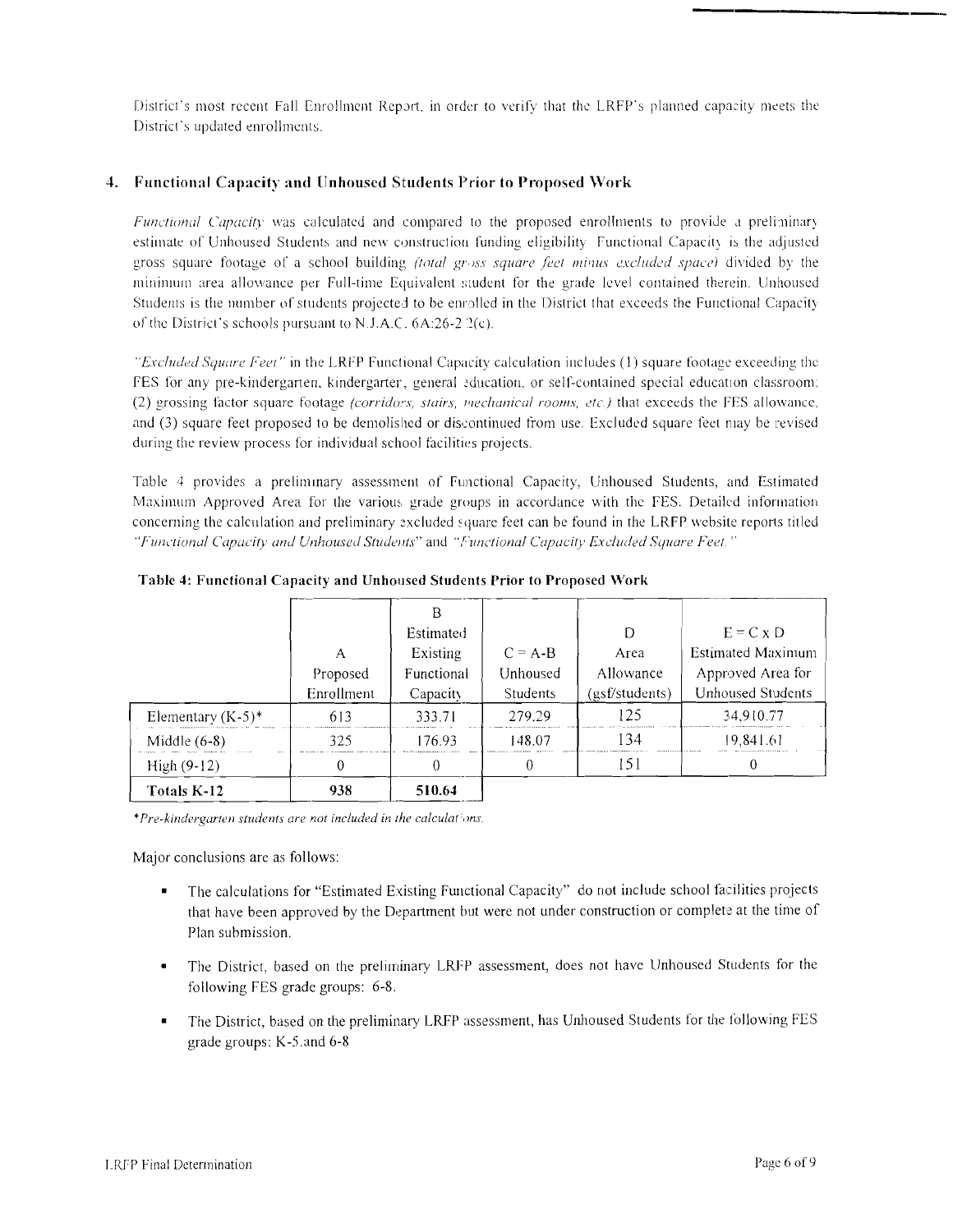District's most recent Fall Enrollment Report, in order to verify that the LRFP's planned capacity meets the District's updated enrollments.

## 4. Functional Capacity and Unhoused Students Prior to Proposed Work

*Functional Capacity* was calculated and compared to the proposed enrollments to provide a preliminary estimate of Unhoused Students and new construction funding eligibility. Functional Capacity is the adjusted gross square footage of a school building *(total gross square feet minus excluded space)* divided by the minimum area allowance per Full-time Equivalent student for the grade level contained therein. Unhoused Students is the number of students projected to be enrolled in the District that exceeds the Functional Capacity of the District's schools pursuant to N.J.A.C. 6A:26-2.2(c).

*"Excluded Square Feet"* in the LRFP Functional Capacity calculation includes (1) square footage exceeding the FES for any pre-kindergarten, kindergarten, general education, or self-contained special education classroom; (2) grossing factor square footage *(corridors, stairs, mechanical rooms, etc.)* that exceeds the FES allowance, and (3) square feet proposed to be demolished or discontinued from use. Excluded square feet may be revised during the review process for individual school facilities projects.

Table 4 provides a preliminary assessment of Functional Capacity, Unhoused Students, and Estimated Maximum Approved Area for the various grade groups in accordance with the FES. Detailed information concerning the calculation and preliminary excluded square feet can be found in the LRFP website reports titled *"Functional Capacity and Unhoused Students"* and *"Functional Capacity Excluded Square Feet."*

**Table 4: Functional Capacity and Unhoused Students Prior to Proposed Work**

| | A<br>Proposed Enrollment | B<br>Estimated Existing Functional Capacity | C = A-B<br>Unhoused Students | D<br>Area Allowance (gsf/students) | E = C x D<br>Estimated Maximum Approved Area for Unhoused Students |
|---|---|---|---|---|---|
| Elementary (K-5)* | 613 | 333.71 | 279.29 | 125 | 34,910.77 |
| Middle (6-8) | 325 | 176.93 | 148.07 | 134 | 19,841.61 |
| High (9-12) | 0 | 0 | 0 | 151 | 0 |
| **Totals K-12** | **938** | **510.64** | | | |

*\*Pre-kindergarten students are not included in the calculations.*

Major conclusions are as follows:

- The calculations for "Estimated Existing Functional Capacity" do not include school facilities projects that have been approved by the Department but were not under construction or complete at the time of Plan submission.
- The District, based on the preliminary LRFP assessment, does not have Unhoused Students for the following FES grade groups: 6-8.
- The District, based on the preliminary LRFP assessment, has Unhoused Students for the following FES grade groups: K-5 and 6-8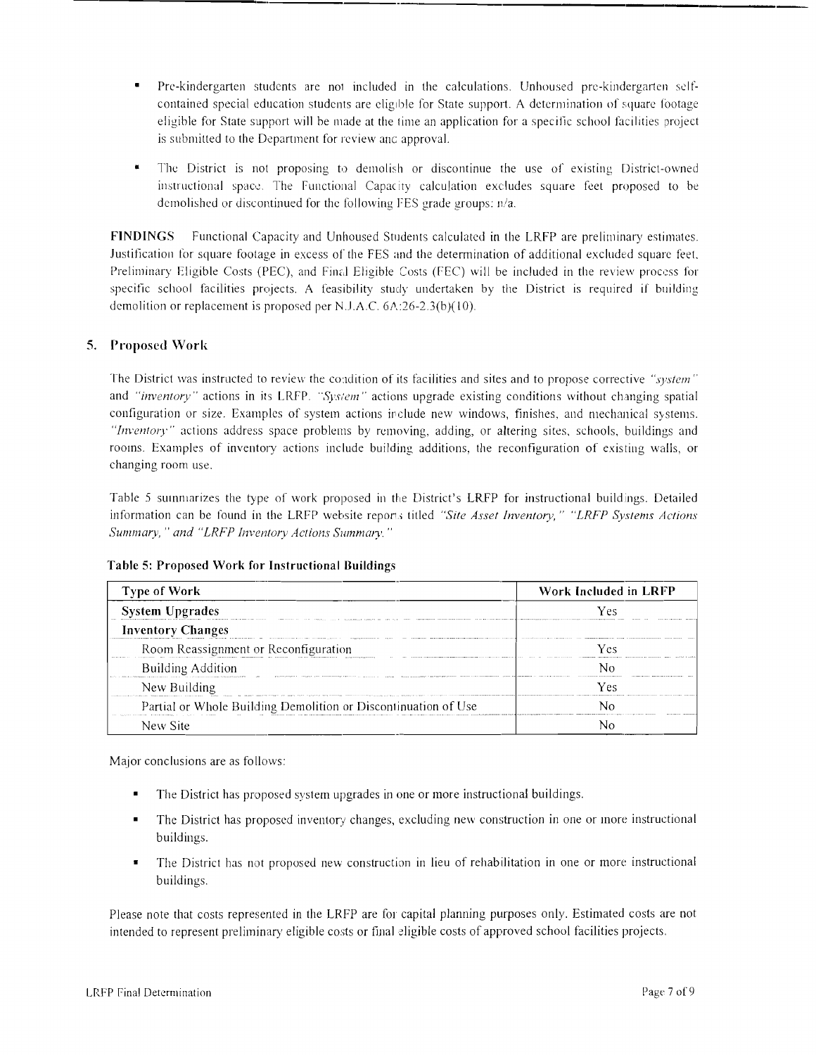- Pre-kindergarten students are not included in the calculations. Unhoused pre-kindergarten self-contained special education students are eligible for State support. A determination of square footage eligible for State support will be made at the time an application for a specific school facilities project is submitted to the Department for review and approval.
- The District is not proposing to demolish or discontinue the use of existing District-owned instructional space. The Functional Capacity calculation excludes square feet proposed to be demolished or discontinued for the following FES grade groups: n/a.

**FINDINGS** Functional Capacity and Unhoused Students calculated in the LRFP are preliminary estimates. Justification for square footage in excess of the FES and the determination of additional excluded square feet, Preliminary Eligible Costs (PEC), and Final Eligible Costs (FEC) will be included in the review process for specific school facilities projects. A feasibility study undertaken by the District is required if building demolition or replacement is proposed per N.J.A.C. 6A:26-2.3(b)(10).

## 5. Proposed Work

The District was instructed to review the condition of its facilities and sites and to propose corrective *"system"* and *"inventory"* actions in its LRFP. *"System"* actions upgrade existing conditions without changing spatial configuration or size. Examples of system actions include new windows, finishes, and mechanical systems. *"Inventory"* actions address space problems by removing, adding, or altering sites, schools, buildings and rooms. Examples of inventory actions include building additions, the reconfiguration of existing walls, or changing room use.

Table 5 summarizes the type of work proposed in the District's LRFP for instructional buildings. Detailed information can be found in the LRFP website reports titled *"Site Asset Inventory," "LRFP Systems Actions Summary," and "LRFP Inventory Actions Summary."*

**Table 5: Proposed Work for Instructional Buildings**

| Type of Work | Work Included in LRFP |
|---|---|
| **System Upgrades** | Yes |
| **Inventory Changes** | |
| Room Reassignment or Reconfiguration | Yes |
| Building Addition | No |
| New Building | Yes |
| Partial or Whole Building Demolition or Discontinuation of Use | No |
| New Site | No |

Major conclusions are as follows:

- The District has proposed system upgrades in one or more instructional buildings.
- The District has proposed inventory changes, excluding new construction in one or more instructional buildings.
- The District has not proposed new construction in lieu of rehabilitation in one or more instructional buildings.

Please note that costs represented in the LRFP are for capital planning purposes only. Estimated costs are not intended to represent preliminary eligible costs or final eligible costs of approved school facilities projects.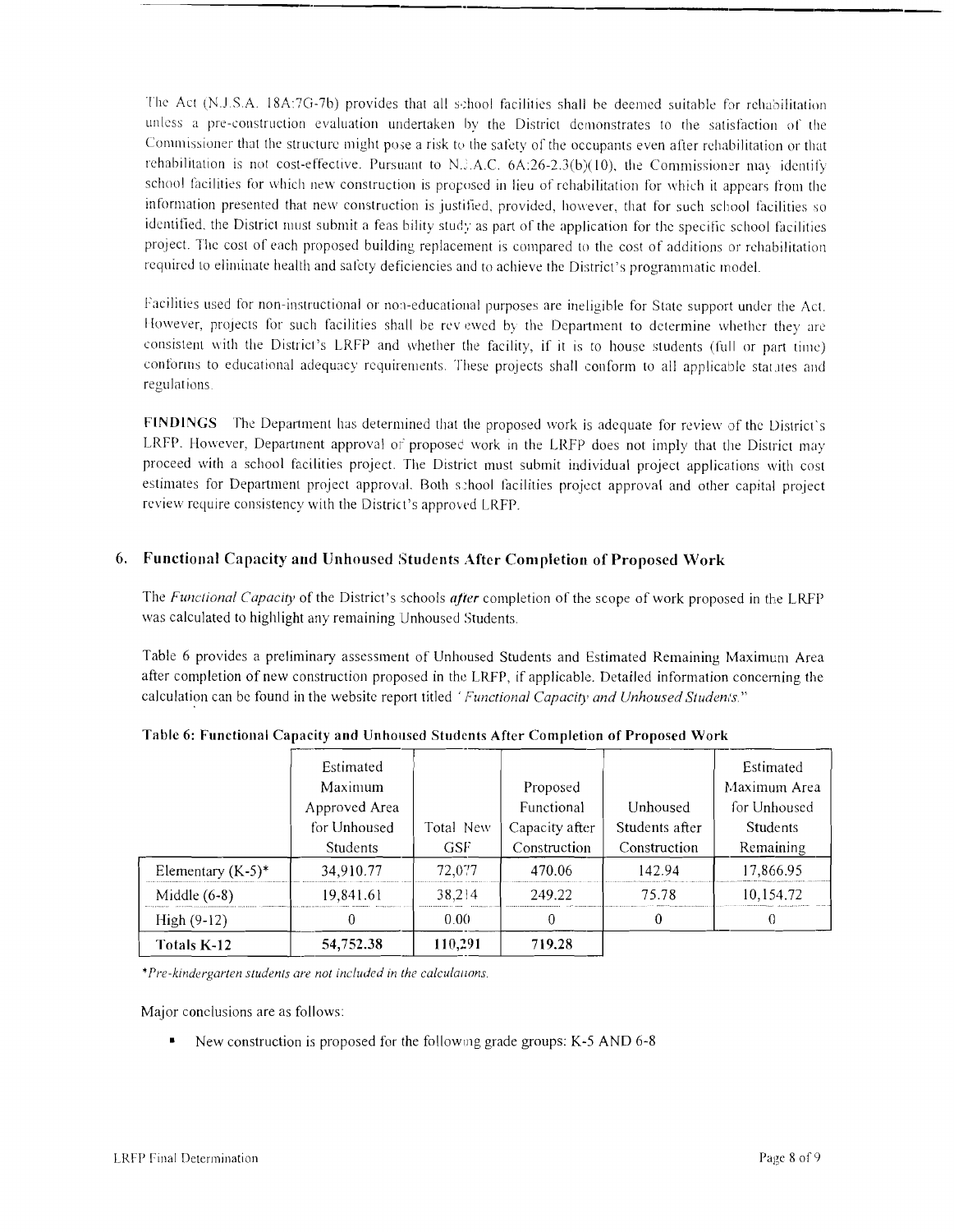The Act (N.J.S.A. 18A:7G-7b) provides that all school facilities shall be deemed suitable for rehabilitation unless a pre-construction evaluation undertaken by the District demonstrates to the satisfaction of the Commissioner that the structure might pose a risk to the safety of the occupants even after rehabilitation or that rehabilitation is not cost-effective. Pursuant to N.J.A.C. 6A:26-2.3(b)(10), the Commissioner may identify school facilities for which new construction is proposed in lieu of rehabilitation for which it appears from the information presented that new construction is justified, provided, however, that for such school facilities so identified, the District must submit a feasibility study as part of the application for the specific school facilities project. The cost of each proposed building replacement is compared to the cost of additions or rehabilitation required to eliminate health and safety deficiencies and to achieve the District's programmatic model.

Facilities used for non-instructional or non-educational purposes are ineligible for State support under the Act. However, projects for such facilities shall be reviewed by the Department to determine whether they are consistent with the District's LRFP and whether the facility, if it is to house students (full or part time) conforms to educational adequacy requirements. These projects shall conform to all applicable statutes and regulations.

**FINDINGS** The Department has determined that the proposed work is adequate for review of the District's LRFP. However, Department approval of proposed work in the LRFP does not imply that the District may proceed with a school facilities project. The District must submit individual project applications with cost estimates for Department project approval. Both school facilities project approval and other capital project review require consistency with the District's approved LRFP.

## 6. Functional Capacity and Unhoused Students After Completion of Proposed Work

The *Functional Capacity* of the District's schools ***after*** completion of the scope of work proposed in the LRFP was calculated to highlight any remaining Unhoused Students.

Table 6 provides a preliminary assessment of Unhoused Students and Estimated Remaining Maximum Area after completion of new construction proposed in the LRFP, if applicable. Detailed information concerning the calculation can be found in the website report titled *'Functional Capacity and Unhoused Students.*"

**Table 6: Functional Capacity and Unhoused Students After Completion of Proposed Work**

| | Estimated Maximum Approved Area for Unhoused Students | Total New GSF | Proposed Functional Capacity after Construction | Unhoused Students after Construction | Estimated Maximum Area for Unhoused Students Remaining |
|---|---|---|---|---|---|
| Elementary (K-5)* | 34,910.77 | 72,077 | 470.06 | 142.94 | 17,866.95 |
| Middle (6-8) | 19,841.61 | 38,214 | 249.22 | 75.78 | 10,154.72 |
| High (9-12) | 0 | 0.00 | 0 | 0 | 0 |
| **Totals K-12** | **54,752.38** | **110,291** | **719.28** | | |

*\*Pre-kindergarten students are not included in the calculations.*

Major conclusions are as follows:

- New construction is proposed for the following grade groups: K-5 AND 6-8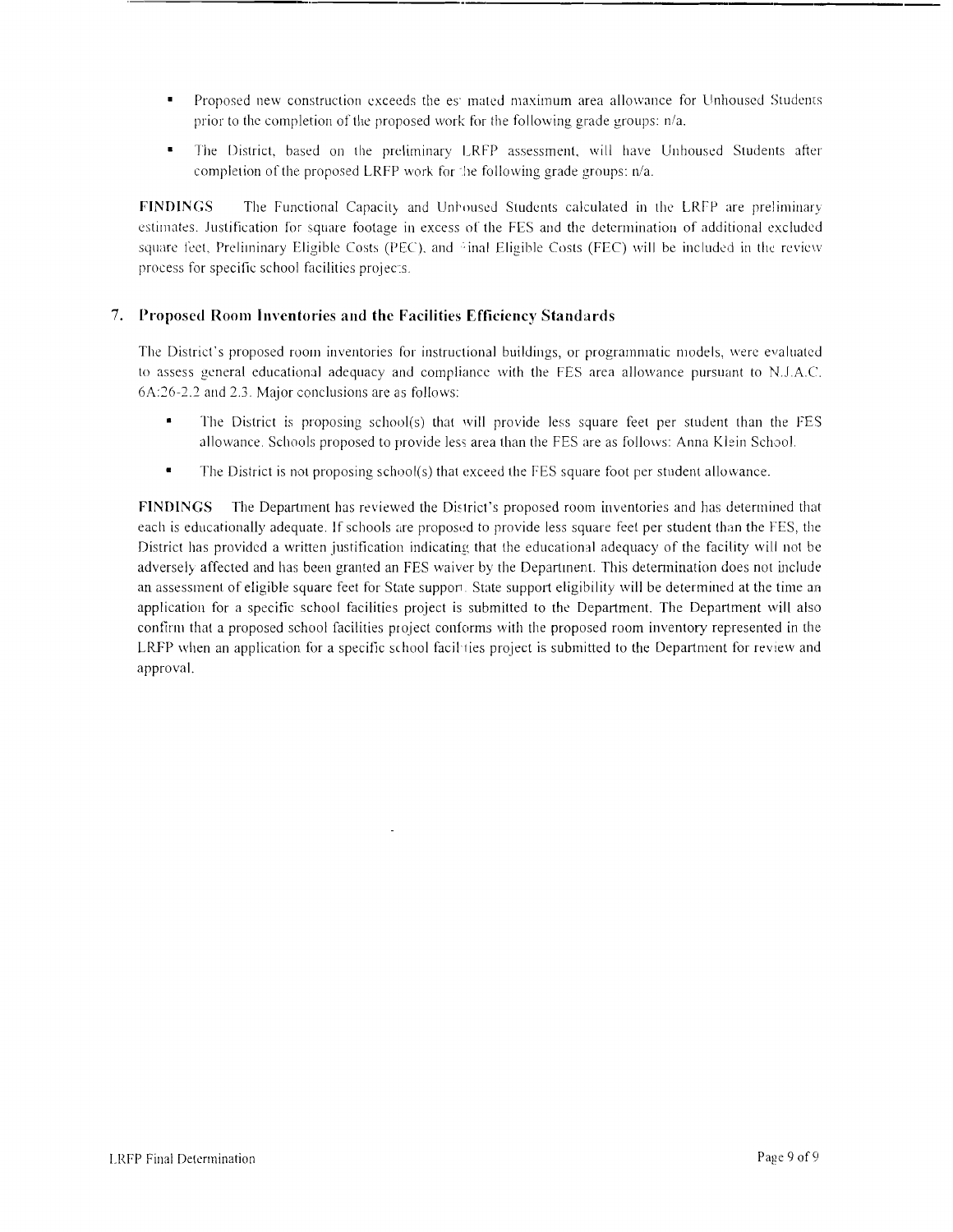- Proposed new construction exceeds the estimated maximum area allowance for Unhoused Students prior to the completion of the proposed work for the following grade groups: n/a.
- The District, based on the preliminary LRFP assessment, will have Unhoused Students after completion of the proposed LRFP work for the following grade groups: n/a.

**FINDINGS** The Functional Capacity and Unhoused Students calculated in the LRFP are preliminary estimates. Justification for square footage in excess of the FES and the determination of additional excluded square feet, Preliminary Eligible Costs (PEC), and Final Eligible Costs (FEC) will be included in the review process for specific school facilities projects.

## 7. Proposed Room Inventories and the Facilities Efficiency Standards

The District's proposed room inventories for instructional buildings, or programmatic models, were evaluated to assess general educational adequacy and compliance with the FES area allowance pursuant to N.J.A.C. 6A:26-2.2 and 2.3. Major conclusions are as follows:

- The District is proposing school(s) that will provide less square feet per student than the FES allowance. Schools proposed to provide less area than the FES are as follows: Anna Klein School.
- The District is not proposing school(s) that exceed the FES square foot per student allowance.

**FINDINGS** The Department has reviewed the District's proposed room inventories and has determined that each is educationally adequate. If schools are proposed to provide less square feet per student than the FES, the District has provided a written justification indicating that the educational adequacy of the facility will not be adversely affected and has been granted an FES waiver by the Department. This determination does not include an assessment of eligible square feet for State support. State support eligibility will be determined at the time an application for a specific school facilities project is submitted to the Department. The Department will also confirm that a proposed school facilities project conforms with the proposed room inventory represented in the LRFP when an application for a specific school facilities project is submitted to the Department for review and approval.